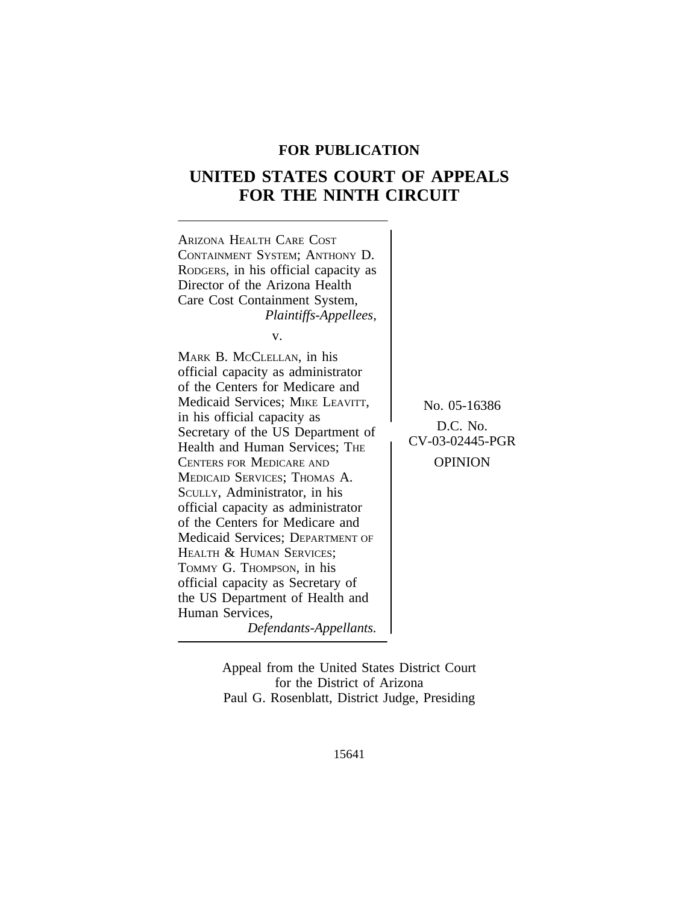**FOR PUBLICATION**

# UNITED STATES COURT OF APPEALS FOR THE NINTH CIRCUIT

ARIZONA HEALTH CARE COST CONTAINMENT SYSTEM; ANTHONY D. RODGERS, in his official capacity as Director of the Arizona Health Care Cost Containment System,
*Plaintiffs-Appellees,*

v.

MARK B. MCCLELLAN, in his official capacity as administrator of the Centers for Medicare and Medicaid Services; MIKE LEAVITT, in his official capacity as Secretary of the US Department of Health and Human Services; THE CENTERS FOR MEDICARE AND MEDICAID SERVICES; THOMAS A. SCULLY, Administrator, in his official capacity as administrator of the Centers for Medicare and Medicaid Services; DEPARTMENT OF HEALTH & HUMAN SERVICES; TOMMY G. THOMPSON, in his official capacity as Secretary of the US Department of Health and Human Services,
*Defendants-Appellants.*

No. 05-16386

D.C. No.
CV-03-02445-PGR

OPINION

Appeal from the United States District Court
for the District of Arizona
Paul G. Rosenblatt, District Judge, Presiding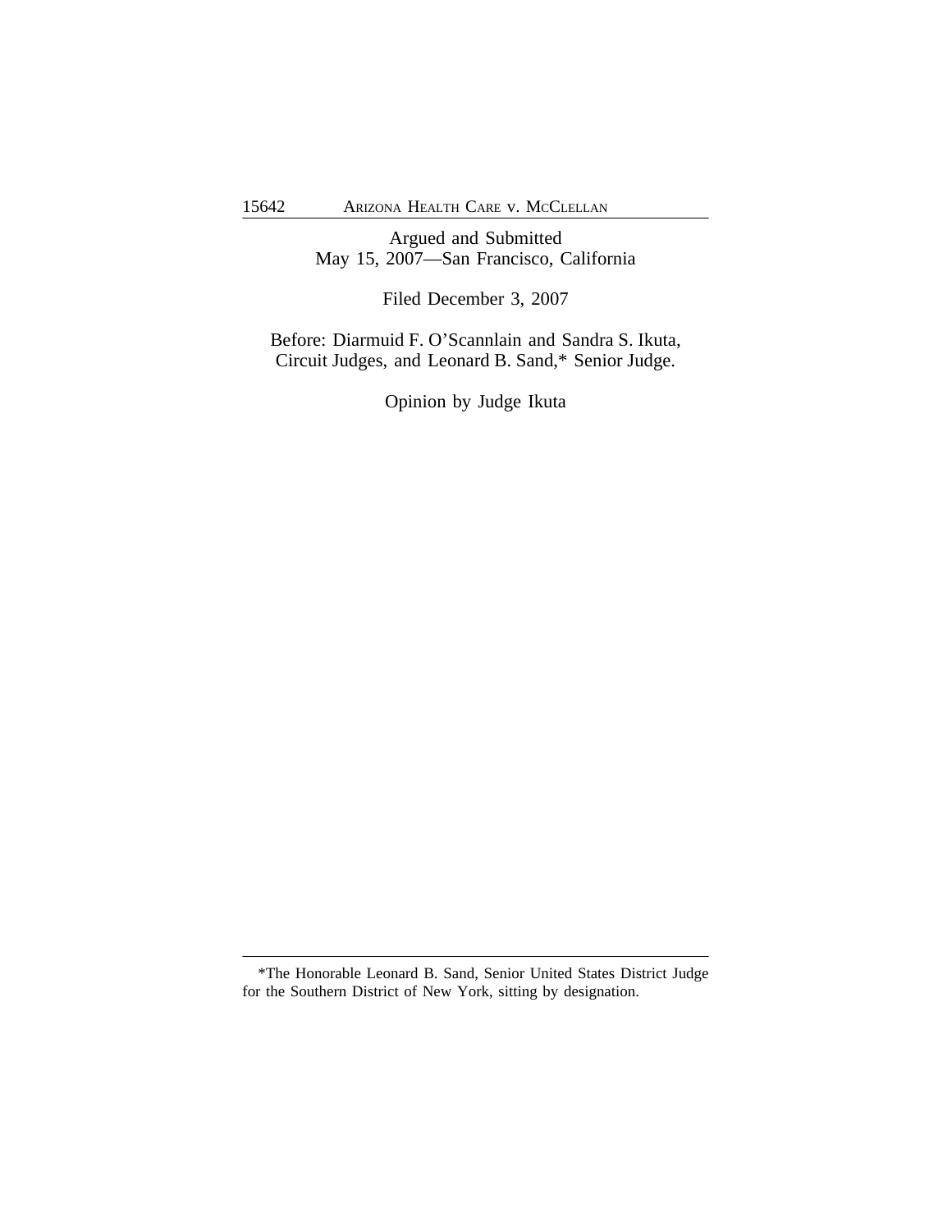Argued and Submitted
May 15, 2007—San Francisco, California

Filed December 3, 2007

Before: Diarmuid F. O'Scannlain and Sandra S. Ikuta, Circuit Judges, and Leonard B. Sand,* Senior Judge.

Opinion by Judge Ikuta

---

*The Honorable Leonard B. Sand, Senior United States District Judge for the Southern District of New York, sitting by designation.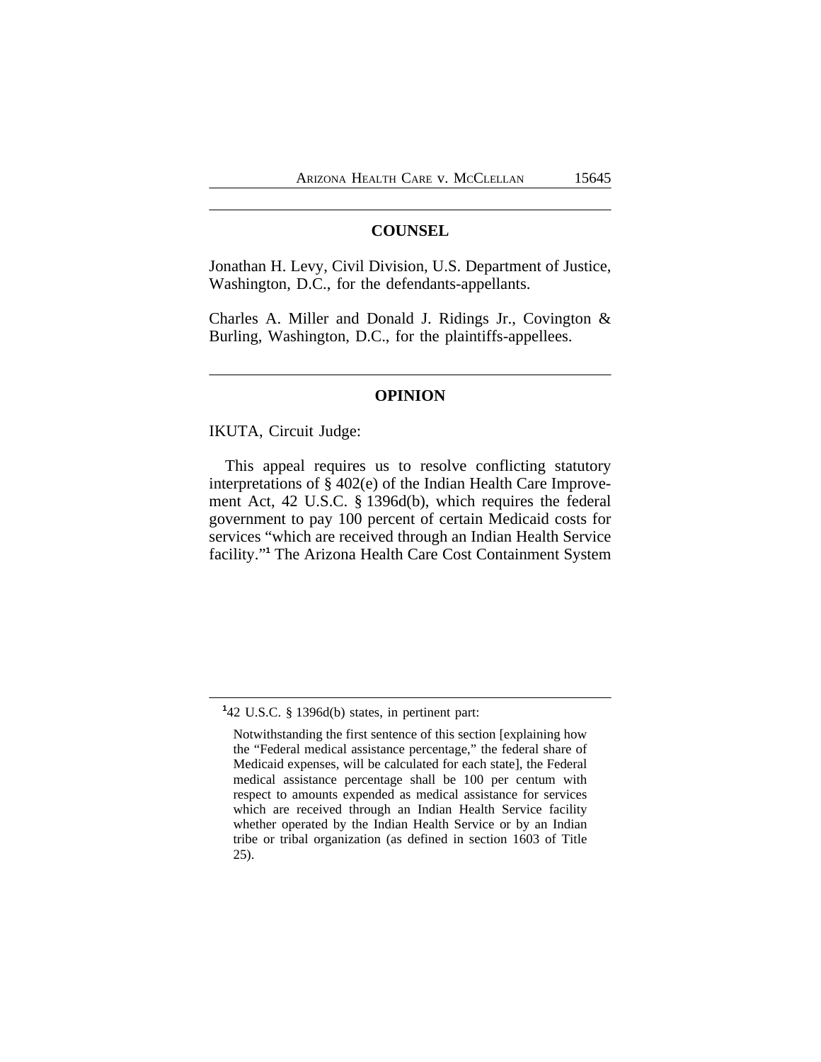## COUNSEL

Jonathan H. Levy, Civil Division, U.S. Department of Justice, Washington, D.C., for the defendants-appellants.

Charles A. Miller and Donald J. Ridings Jr., Covington & Burling, Washington, D.C., for the plaintiffs-appellees.

## OPINION

IKUTA, Circuit Judge:

This appeal requires us to resolve conflicting statutory interpretations of § 402(e) of the Indian Health Care Improvement Act, 42 U.S.C. § 1396d(b), which requires the federal government to pay 100 percent of certain Medicaid costs for services "which are received through an Indian Health Service facility."[1] The Arizona Health Care Cost Containment System

---

[1] 42 U.S.C. § 1396d(b) states, in pertinent part:

> Notwithstanding the first sentence of this section [explaining how the "Federal medical assistance percentage," the federal share of Medicaid expenses, will be calculated for each state], the Federal medical assistance percentage shall be 100 per centum with respect to amounts expended as medical assistance for services which are received through an Indian Health Service facility whether operated by the Indian Health Service or by an Indian tribe or tribal organization (as defined in section 1603 of Title 25).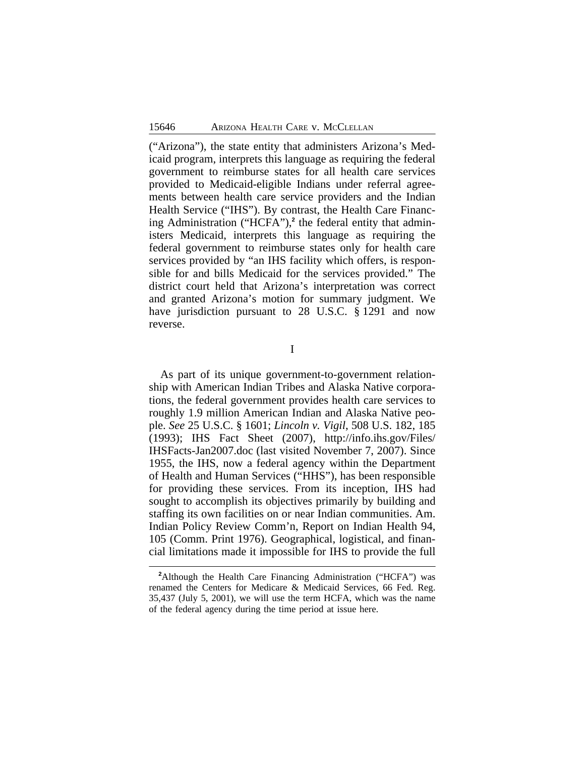("Arizona"), the state entity that administers Arizona's Medicaid program, interprets this language as requiring the federal government to reimburse states for all health care services provided to Medicaid-eligible Indians under referral agreements between health care service providers and the Indian Health Service ("IHS"). By contrast, the Health Care Financing Administration ("HCFA"),[2] the federal entity that administers Medicaid, interprets this language as requiring the federal government to reimburse states only for health care services provided by "an IHS facility which offers, is responsible for and bills Medicaid for the services provided." The district court held that Arizona's interpretation was correct and granted Arizona's motion for summary judgment. We have jurisdiction pursuant to 28 U.S.C. § 1291 and now reverse.

## I

As part of its unique government-to-government relationship with American Indian Tribes and Alaska Native corporations, the federal government provides health care services to roughly 1.9 million American Indian and Alaska Native people. *See* 25 U.S.C. § 1601; *Lincoln v. Vigil*, 508 U.S. 182, 185 (1993); IHS Fact Sheet (2007), http://info.ihs.gov/Files/IHSFacts-Jan2007.doc (last visited November 7, 2007). Since 1955, the IHS, now a federal agency within the Department of Health and Human Services ("HHS"), has been responsible for providing these services. From its inception, IHS had sought to accomplish its objectives primarily by building and staffing its own facilities on or near Indian communities. Am. Indian Policy Review Comm'n, Report on Indian Health 94, 105 (Comm. Print 1976). Geographical, logistical, and financial limitations made it impossible for IHS to provide the full

[2] Although the Health Care Financing Administration ("HCFA") was renamed the Centers for Medicare & Medicaid Services, 66 Fed. Reg. 35,437 (July 5, 2001), we will use the term HCFA, which was the name of the federal agency during the time period at issue here.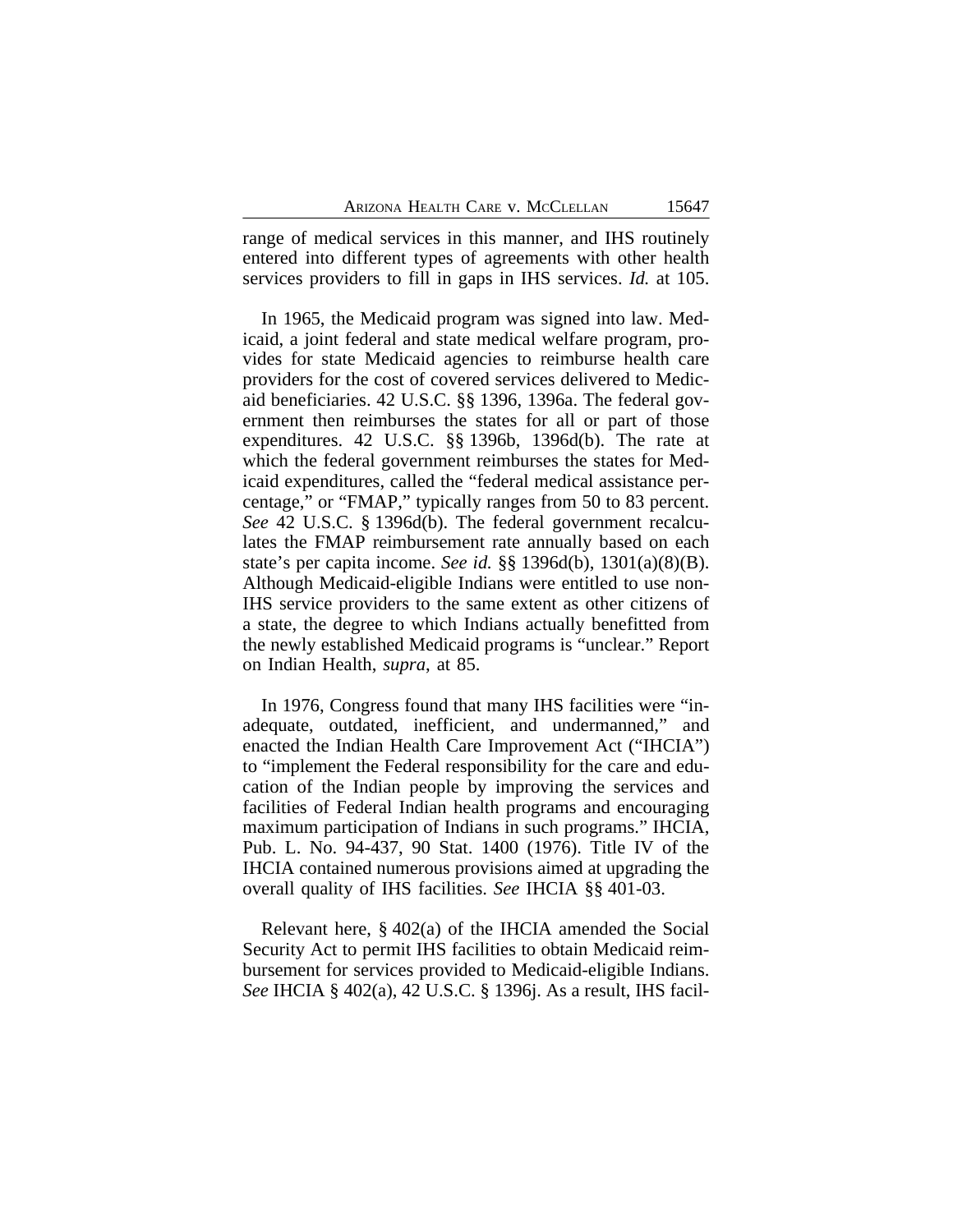range of medical services in this manner, and IHS routinely entered into different types of agreements with other health services providers to fill in gaps in IHS services. *Id.* at 105.

In 1965, the Medicaid program was signed into law. Medicaid, a joint federal and state medical welfare program, provides for state Medicaid agencies to reimburse health care providers for the cost of covered services delivered to Medicaid beneficiaries. 42 U.S.C. §§ 1396, 1396a. The federal government then reimburses the states for all or part of those expenditures. 42 U.S.C. §§ 1396b, 1396d(b). The rate at which the federal government reimburses the states for Medicaid expenditures, called the "federal medical assistance percentage," or "FMAP," typically ranges from 50 to 83 percent. *See* 42 U.S.C. § 1396d(b). The federal government recalculates the FMAP reimbursement rate annually based on each state's per capita income. *See id.* §§ 1396d(b), 1301(a)(8)(B). Although Medicaid-eligible Indians were entitled to use non-IHS service providers to the same extent as other citizens of a state, the degree to which Indians actually benefitted from the newly established Medicaid programs is "unclear." Report on Indian Health, *supra*, at 85.

In 1976, Congress found that many IHS facilities were "inadequate, outdated, inefficient, and undermanned," and enacted the Indian Health Care Improvement Act ("IHCIA") to "implement the Federal responsibility for the care and education of the Indian people by improving the services and facilities of Federal Indian health programs and encouraging maximum participation of Indians in such programs." IHCIA, Pub. L. No. 94-437, 90 Stat. 1400 (1976). Title IV of the IHCIA contained numerous provisions aimed at upgrading the overall quality of IHS facilities. *See* IHCIA §§ 401-03.

Relevant here, § 402(a) of the IHCIA amended the Social Security Act to permit IHS facilities to obtain Medicaid reimbursement for services provided to Medicaid-eligible Indians. *See* IHCIA § 402(a), 42 U.S.C. § 1396j. As a result, IHS facil-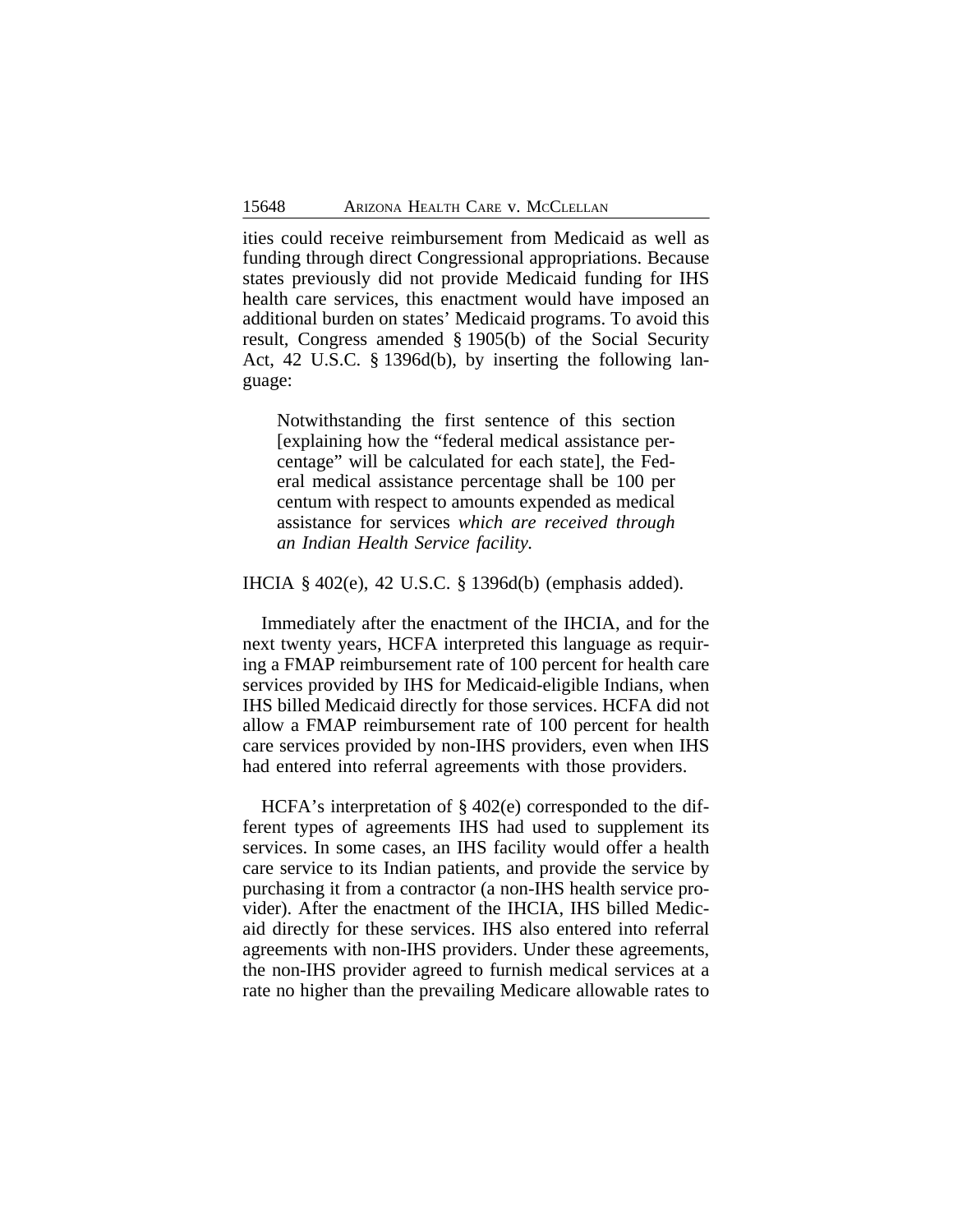ities could receive reimbursement from Medicaid as well as funding through direct Congressional appropriations. Because states previously did not provide Medicaid funding for IHS health care services, this enactment would have imposed an additional burden on states' Medicaid programs. To avoid this result, Congress amended § 1905(b) of the Social Security Act, 42 U.S.C. § 1396d(b), by inserting the following language:

> Notwithstanding the first sentence of this section [explaining how the "federal medical assistance percentage" will be calculated for each state], the Federal medical assistance percentage shall be 100 per centum with respect to amounts expended as medical assistance for services *which are received through an Indian Health Service facility.*

IHCIA § 402(e), 42 U.S.C. § 1396d(b) (emphasis added).

Immediately after the enactment of the IHCIA, and for the next twenty years, HCFA interpreted this language as requiring a FMAP reimbursement rate of 100 percent for health care services provided by IHS for Medicaid-eligible Indians, when IHS billed Medicaid directly for those services. HCFA did not allow a FMAP reimbursement rate of 100 percent for health care services provided by non-IHS providers, even when IHS had entered into referral agreements with those providers.

HCFA's interpretation of § 402(e) corresponded to the different types of agreements IHS had used to supplement its services. In some cases, an IHS facility would offer a health care service to its Indian patients, and provide the service by purchasing it from a contractor (a non-IHS health service provider). After the enactment of the IHCIA, IHS billed Medicaid directly for these services. IHS also entered into referral agreements with non-IHS providers. Under these agreements, the non-IHS provider agreed to furnish medical services at a rate no higher than the prevailing Medicare allowable rates to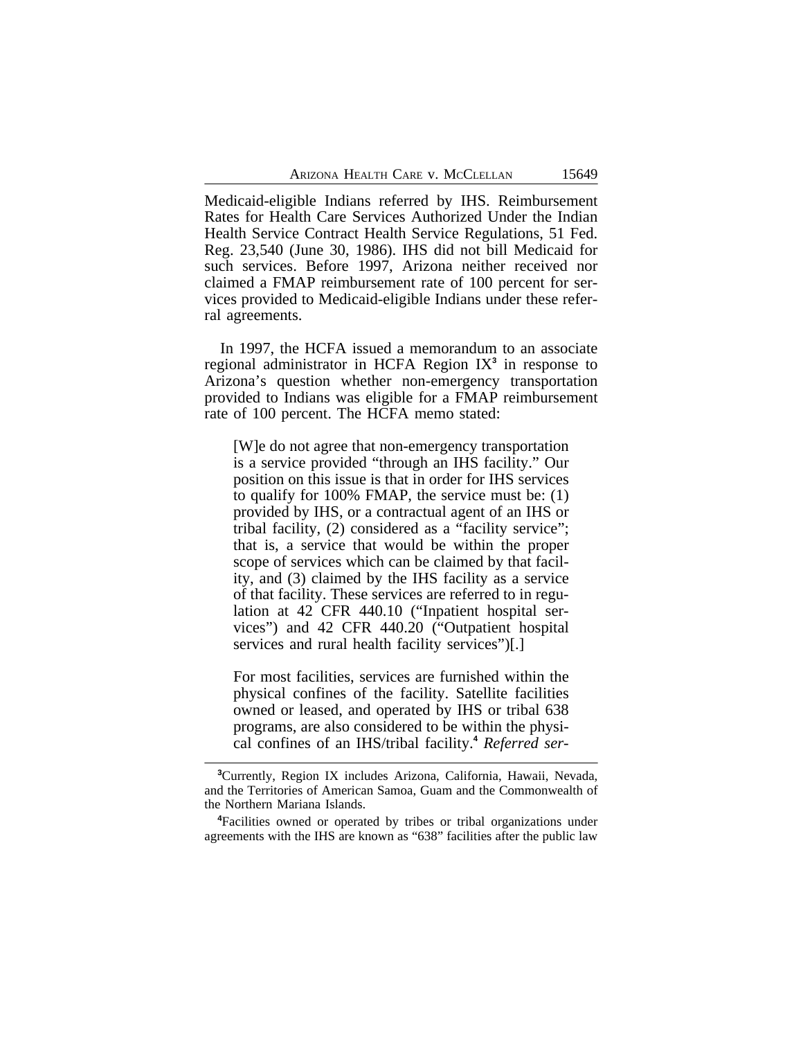Medicaid-eligible Indians referred by IHS. Reimbursement Rates for Health Care Services Authorized Under the Indian Health Service Contract Health Service Regulations, 51 Fed. Reg. 23,540 (June 30, 1986). IHS did not bill Medicaid for such services. Before 1997, Arizona neither received nor claimed a FMAP reimbursement rate of 100 percent for services provided to Medicaid-eligible Indians under these referral agreements.

In 1997, the HCFA issued a memorandum to an associate regional administrator in HCFA Region IX[3] in response to Arizona's question whether non-emergency transportation provided to Indians was eligible for a FMAP reimbursement rate of 100 percent. The HCFA memo stated:

> [W]e do not agree that non-emergency transportation is a service provided "through an IHS facility." Our position on this issue is that in order for IHS services to qualify for 100% FMAP, the service must be: (1) provided by IHS, or a contractual agent of an IHS or tribal facility, (2) considered as a "facility service"; that is, a service that would be within the proper scope of services which can be claimed by that facility, and (3) claimed by the IHS facility as a service of that facility. These services are referred to in regulation at 42 CFR 440.10 ("Inpatient hospital services") and 42 CFR 440.20 ("Outpatient hospital services and rural health facility services")[.]
>
> For most facilities, services are furnished within the physical confines of the facility. Satellite facilities owned or leased, and operated by IHS or tribal 638 programs, are also considered to be within the physical confines of an IHS/tribal facility.[4] *Referred ser-*

---

[3]Currently, Region IX includes Arizona, California, Hawaii, Nevada, and the Territories of American Samoa, Guam and the Commonwealth of the Northern Mariana Islands.

[4]Facilities owned or operated by tribes or tribal organizations under agreements with the IHS are known as "638" facilities after the public law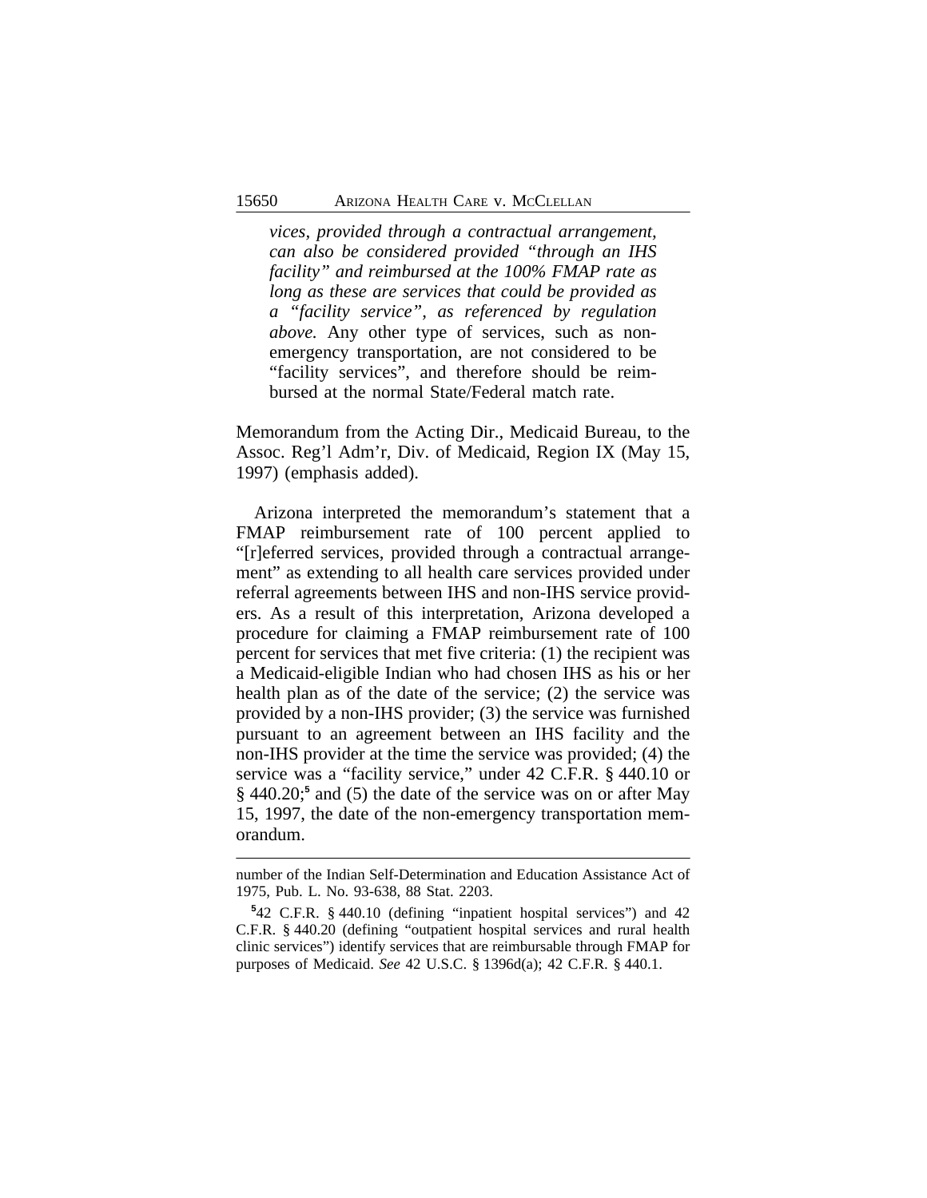> *vices, provided through a contractual arrangement, can also be considered provided "through an IHS facility" and reimbursed at the 100% FMAP rate as long as these are services that could be provided as a "facility service", as referenced by regulation above.* Any other type of services, such as non-emergency transportation, are not considered to be "facility services", and therefore should be reimbursed at the normal State/Federal match rate.

Memorandum from the Acting Dir., Medicaid Bureau, to the Assoc. Reg'l Adm'r, Div. of Medicaid, Region IX (May 15, 1997) (emphasis added).

Arizona interpreted the memorandum's statement that a FMAP reimbursement rate of 100 percent applied to "[r]eferred services, provided through a contractual arrangement" as extending to all health care services provided under referral agreements between IHS and non-IHS service providers. As a result of this interpretation, Arizona developed a procedure for claiming a FMAP reimbursement rate of 100 percent for services that met five criteria: (1) the recipient was a Medicaid-eligible Indian who had chosen IHS as his or her health plan as of the date of the service; (2) the service was provided by a non-IHS provider; (3) the service was furnished pursuant to an agreement between an IHS facility and the non-IHS provider at the time the service was provided; (4) the service was a "facility service," under 42 C.F.R. § 440.10 or § 440.20;[5] and (5) the date of the service was on or after May 15, 1997, the date of the non-emergency transportation memorandum.

---

number of the Indian Self-Determination and Education Assistance Act of 1975, Pub. L. No. 93-638, 88 Stat. 2203.

[5] 42 C.F.R. § 440.10 (defining "inpatient hospital services") and 42 C.F.R. § 440.20 (defining "outpatient hospital services and rural health clinic services") identify services that are reimbursable through FMAP for purposes of Medicaid. *See* 42 U.S.C. § 1396d(a); 42 C.F.R. § 440.1.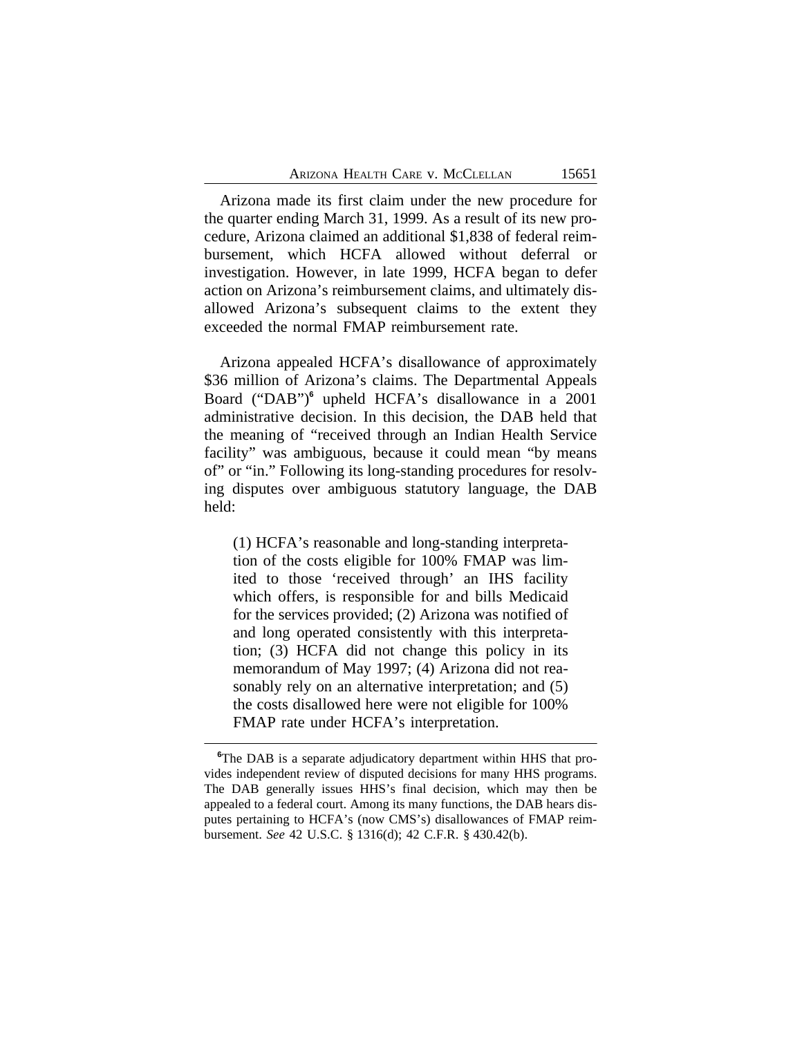Arizona made its first claim under the new procedure for the quarter ending March 31, 1999. As a result of its new procedure, Arizona claimed an additional $1,838 of federal reimbursement, which HCFA allowed without deferral or investigation. However, in late 1999, HCFA began to defer action on Arizona's reimbursement claims, and ultimately disallowed Arizona's subsequent claims to the extent they exceeded the normal FMAP reimbursement rate.

Arizona appealed HCFA's disallowance of approximately $36 million of Arizona's claims. The Departmental Appeals Board ("DAB")[6] upheld HCFA's disallowance in a 2001 administrative decision. In this decision, the DAB held that the meaning of "received through an Indian Health Service facility" was ambiguous, because it could mean "by means of" or "in." Following its long-standing procedures for resolving disputes over ambiguous statutory language, the DAB held:

> (1) HCFA's reasonable and long-standing interpretation of the costs eligible for 100% FMAP was limited to those 'received through' an IHS facility which offers, is responsible for and bills Medicaid for the services provided; (2) Arizona was notified of and long operated consistently with this interpretation; (3) HCFA did not change this policy in its memorandum of May 1997; (4) Arizona did not reasonably rely on an alternative interpretation; and (5) the costs disallowed here were not eligible for 100% FMAP rate under HCFA's interpretation.

---

[6]The DAB is a separate adjudicatory department within HHS that provides independent review of disputed decisions for many HHS programs. The DAB generally issues HHS's final decision, which may then be appealed to a federal court. Among its many functions, the DAB hears disputes pertaining to HCFA's (now CMS's) disallowances of FMAP reimbursement. *See* 42 U.S.C. § 1316(d); 42 C.F.R. § 430.42(b).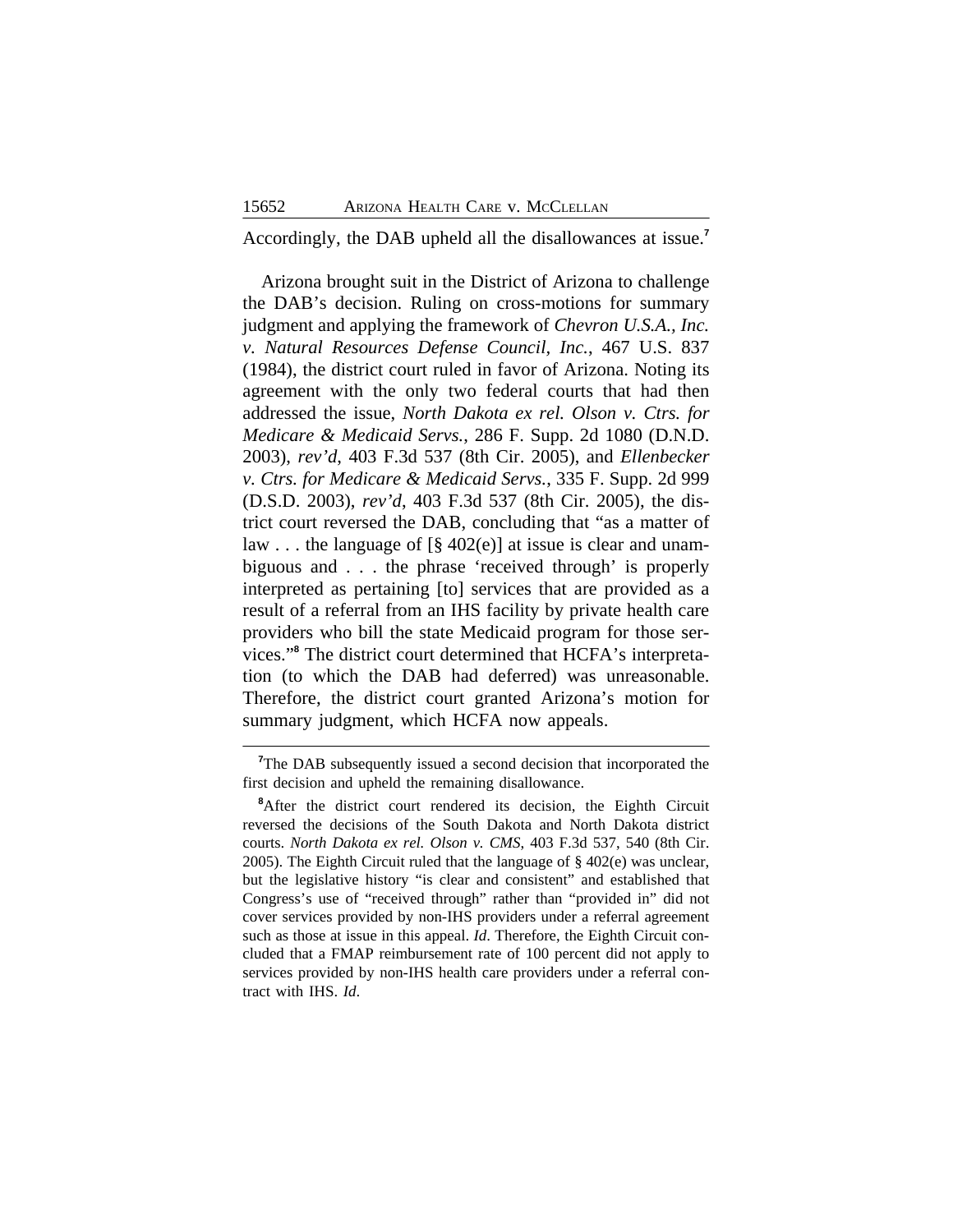Accordingly, the DAB upheld all the disallowances at issue.[7]

Arizona brought suit in the District of Arizona to challenge the DAB's decision. Ruling on cross-motions for summary judgment and applying the framework of *Chevron U.S.A., Inc. v. Natural Resources Defense Council, Inc.*, 467 U.S. 837 (1984), the district court ruled in favor of Arizona. Noting its agreement with the only two federal courts that had then addressed the issue, *North Dakota ex rel. Olson v. Ctrs. for Medicare & Medicaid Servs.*, 286 F. Supp. 2d 1080 (D.N.D. 2003), *rev'd*, 403 F.3d 537 (8th Cir. 2005), and *Ellenbecker v. Ctrs. for Medicare & Medicaid Servs.*, 335 F. Supp. 2d 999 (D.S.D. 2003), *rev'd*, 403 F.3d 537 (8th Cir. 2005), the district court reversed the DAB, concluding that "as a matter of law . . . the language of [§ 402(e)] at issue is clear and unambiguous and . . . the phrase 'received through' is properly interpreted as pertaining [to] services that are provided as a result of a referral from an IHS facility by private health care providers who bill the state Medicaid program for those services."[8] The district court determined that HCFA's interpretation (to which the DAB had deferred) was unreasonable. Therefore, the district court granted Arizona's motion for summary judgment, which HCFA now appeals.

[7]The DAB subsequently issued a second decision that incorporated the first decision and upheld the remaining disallowance.

[8]After the district court rendered its decision, the Eighth Circuit reversed the decisions of the South Dakota and North Dakota district courts. *North Dakota ex rel. Olson v. CMS*, 403 F.3d 537, 540 (8th Cir. 2005). The Eighth Circuit ruled that the language of § 402(e) was unclear, but the legislative history "is clear and consistent" and established that Congress's use of "received through" rather than "provided in" did not cover services provided by non-IHS providers under a referral agreement such as those at issue in this appeal. *Id*. Therefore, the Eighth Circuit concluded that a FMAP reimbursement rate of 100 percent did not apply to services provided by non-IHS health care providers under a referral contract with IHS. *Id*.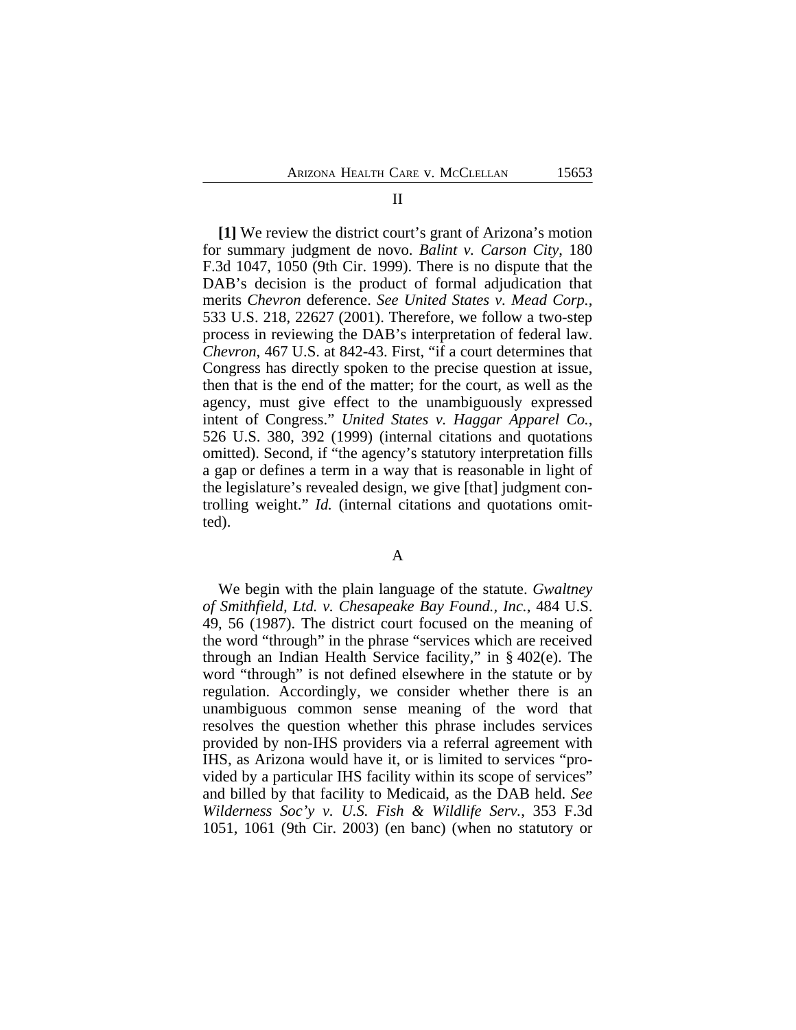## II

**[1]** We review the district court's grant of Arizona's motion for summary judgment de novo. *Balint v. Carson City*, 180 F.3d 1047, 1050 (9th Cir. 1999). There is no dispute that the DAB's decision is the product of formal adjudication that merits *Chevron* deference. *See United States v. Mead Corp.*, 533 U.S. 218, 22627 (2001). Therefore, we follow a two-step process in reviewing the DAB's interpretation of federal law. *Chevron*, 467 U.S. at 842-43. First, "if a court determines that Congress has directly spoken to the precise question at issue, then that is the end of the matter; for the court, as well as the agency, must give effect to the unambiguously expressed intent of Congress." *United States v. Haggar Apparel Co.*, 526 U.S. 380, 392 (1999) (internal citations and quotations omitted). Second, if "the agency's statutory interpretation fills a gap or defines a term in a way that is reasonable in light of the legislature's revealed design, we give [that] judgment controlling weight." *Id.* (internal citations and quotations omitted).

### A

We begin with the plain language of the statute. *Gwaltney of Smithfield, Ltd. v. Chesapeake Bay Found., Inc.*, 484 U.S. 49, 56 (1987). The district court focused on the meaning of the word "through" in the phrase "services which are received through an Indian Health Service facility," in § 402(e). The word "through" is not defined elsewhere in the statute or by regulation. Accordingly, we consider whether there is an unambiguous common sense meaning of the word that resolves the question whether this phrase includes services provided by non-IHS providers via a referral agreement with IHS, as Arizona would have it, or is limited to services "provided by a particular IHS facility within its scope of services" and billed by that facility to Medicaid, as the DAB held. *See Wilderness Soc'y v. U.S. Fish & Wildlife Serv.*, 353 F.3d 1051, 1061 (9th Cir. 2003) (en banc) (when no statutory or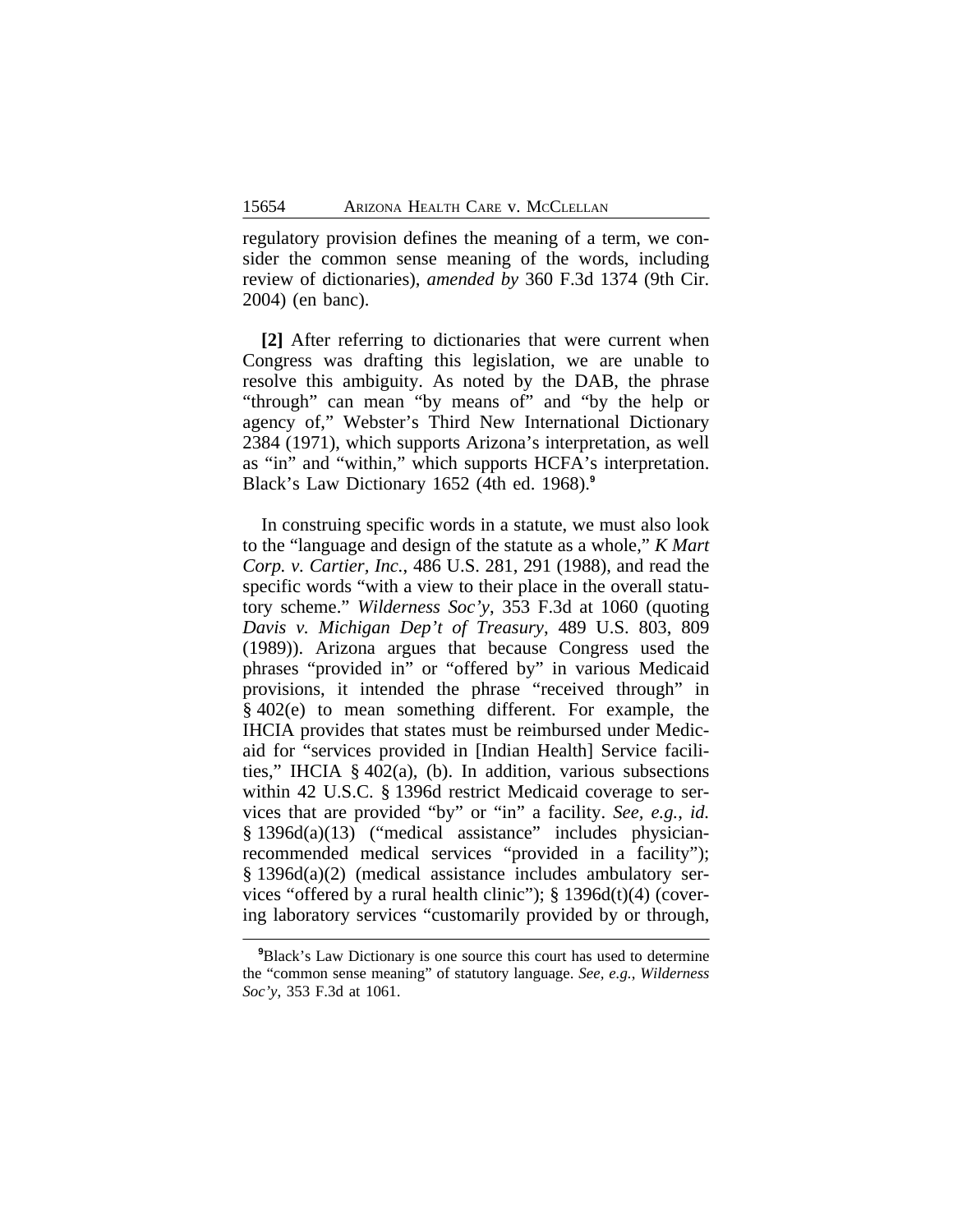regulatory provision defines the meaning of a term, we consider the common sense meaning of the words, including review of dictionaries), *amended by* 360 F.3d 1374 (9th Cir. 2004) (en banc).

**[2]** After referring to dictionaries that were current when Congress was drafting this legislation, we are unable to resolve this ambiguity. As noted by the DAB, the phrase "through" can mean "by means of" and "by the help or agency of," Webster's Third New International Dictionary 2384 (1971), which supports Arizona's interpretation, as well as "in" and "within," which supports HCFA's interpretation. Black's Law Dictionary 1652 (4th ed. 1968).[9]

In construing specific words in a statute, we must also look to the "language and design of the statute as a whole," *K Mart Corp. v. Cartier, Inc.*, 486 U.S. 281, 291 (1988), and read the specific words "with a view to their place in the overall statutory scheme." *Wilderness Soc'y*, 353 F.3d at 1060 (quoting *Davis v. Michigan Dep't of Treasury*, 489 U.S. 803, 809 (1989)). Arizona argues that because Congress used the phrases "provided in" or "offered by" in various Medicaid provisions, it intended the phrase "received through" in § 402(e) to mean something different. For example, the IHCIA provides that states must be reimbursed under Medicaid for "services provided in [Indian Health] Service facilities," IHCIA § 402(a), (b). In addition, various subsections within 42 U.S.C. § 1396d restrict Medicaid coverage to services that are provided "by" or "in" a facility. *See, e.g.*, *id.* § 1396d(a)(13) ("medical assistance" includes physician-recommended medical services "provided in a facility"); § 1396d(a)(2) (medical assistance includes ambulatory services "offered by a rural health clinic"); § 1396d(t)(4) (covering laboratory services "customarily provided by or through,

[9] Black's Law Dictionary is one source this court has used to determine the "common sense meaning" of statutory language. *See, e.g.*, *Wilderness Soc'y*, 353 F.3d at 1061.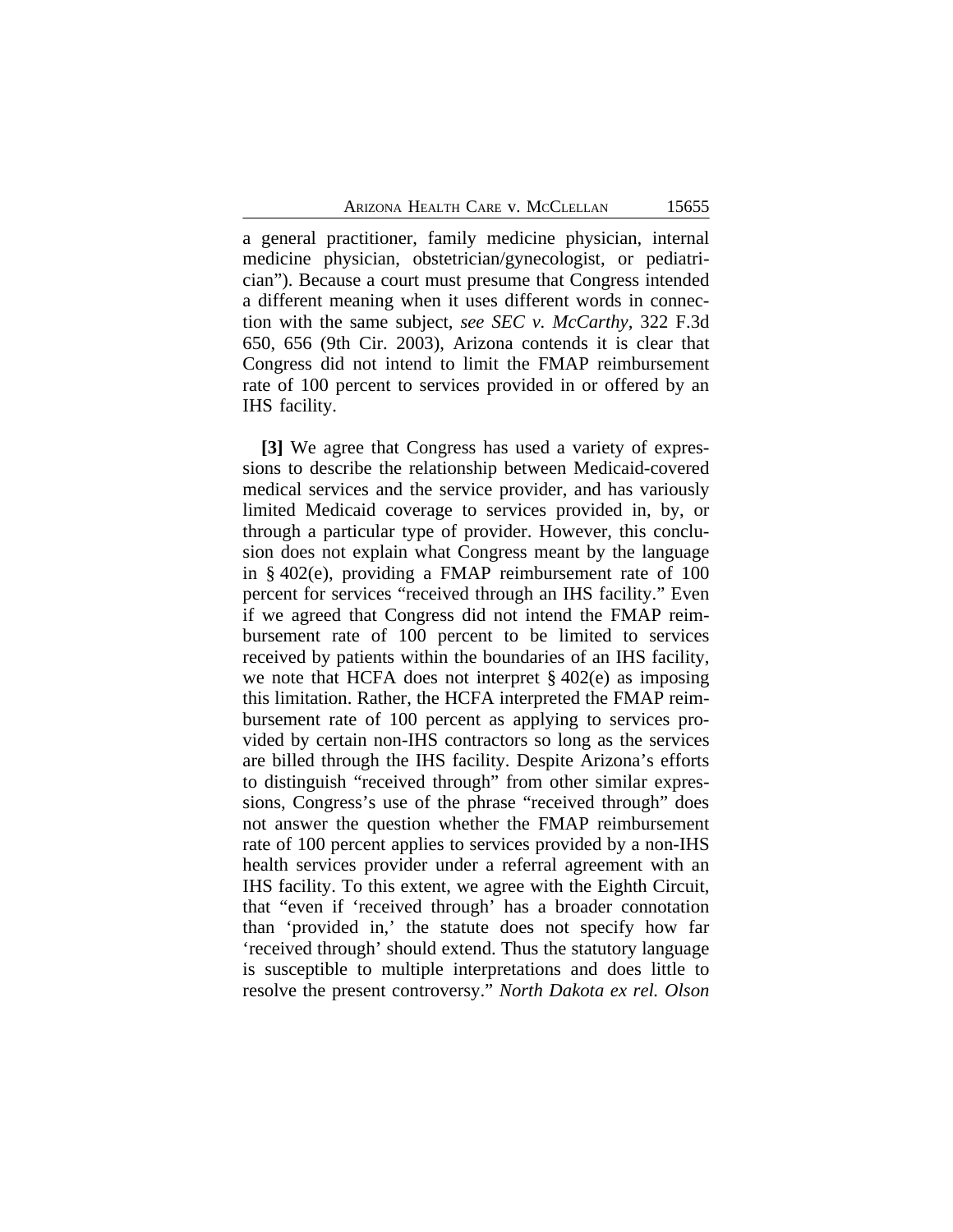a general practitioner, family medicine physician, internal medicine physician, obstetrician/gynecologist, or pediatrician"). Because a court must presume that Congress intended a different meaning when it uses different words in connection with the same subject, *see SEC v. McCarthy*, 322 F.3d 650, 656 (9th Cir. 2003), Arizona contends it is clear that Congress did not intend to limit the FMAP reimbursement rate of 100 percent to services provided in or offered by an IHS facility.

**[3]** We agree that Congress has used a variety of expressions to describe the relationship between Medicaid-covered medical services and the service provider, and has variously limited Medicaid coverage to services provided in, by, or through a particular type of provider. However, this conclusion does not explain what Congress meant by the language in § 402(e), providing a FMAP reimbursement rate of 100 percent for services "received through an IHS facility." Even if we agreed that Congress did not intend the FMAP reimbursement rate of 100 percent to be limited to services received by patients within the boundaries of an IHS facility, we note that HCFA does not interpret § 402(e) as imposing this limitation. Rather, the HCFA interpreted the FMAP reimbursement rate of 100 percent as applying to services provided by certain non-IHS contractors so long as the services are billed through the IHS facility. Despite Arizona's efforts to distinguish "received through" from other similar expressions, Congress's use of the phrase "received through" does not answer the question whether the FMAP reimbursement rate of 100 percent applies to services provided by a non-IHS health services provider under a referral agreement with an IHS facility. To this extent, we agree with the Eighth Circuit, that "even if 'received through' has a broader connotation than 'provided in,' the statute does not specify how far 'received through' should extend. Thus the statutory language is susceptible to multiple interpretations and does little to resolve the present controversy." *North Dakota ex rel. Olson*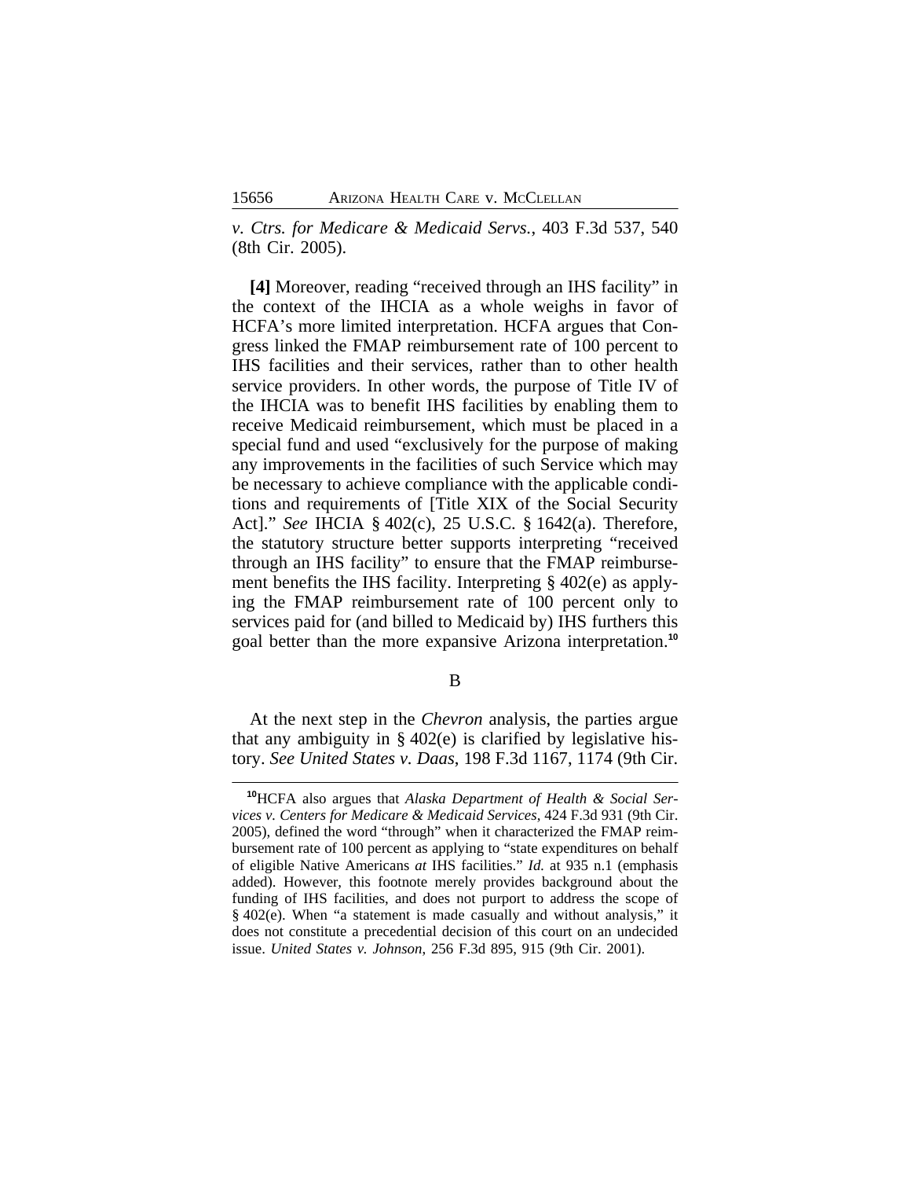*v. Ctrs. for Medicare & Medicaid Servs.*, 403 F.3d 537, 540 (8th Cir. 2005).

**[4]** Moreover, reading "received through an IHS facility" in the context of the IHCIA as a whole weighs in favor of HCFA's more limited interpretation. HCFA argues that Congress linked the FMAP reimbursement rate of 100 percent to IHS facilities and their services, rather than to other health service providers. In other words, the purpose of Title IV of the IHCIA was to benefit IHS facilities by enabling them to receive Medicaid reimbursement, which must be placed in a special fund and used "exclusively for the purpose of making any improvements in the facilities of such Service which may be necessary to achieve compliance with the applicable conditions and requirements of [Title XIX of the Social Security Act]." *See* IHCIA § 402(c), 25 U.S.C. § 1642(a). Therefore, the statutory structure better supports interpreting "received through an IHS facility" to ensure that the FMAP reimbursement benefits the IHS facility. Interpreting § 402(e) as applying the FMAP reimbursement rate of 100 percent only to services paid for (and billed to Medicaid by) IHS furthers this goal better than the more expansive Arizona interpretation.[10]

B

At the next step in the *Chevron* analysis, the parties argue that any ambiguity in § 402(e) is clarified by legislative history. *See United States v. Daas*, 198 F.3d 1167, 1174 (9th Cir.

[10] HCFA also argues that *Alaska Department of Health & Social Services v. Centers for Medicare & Medicaid Services*, 424 F.3d 931 (9th Cir. 2005), defined the word "through" when it characterized the FMAP reimbursement rate of 100 percent as applying to "state expenditures on behalf of eligible Native Americans *at* IHS facilities." *Id.* at 935 n.1 (emphasis added). However, this footnote merely provides background about the funding of IHS facilities, and does not purport to address the scope of § 402(e). When "a statement is made casually and without analysis," it does not constitute a precedential decision of this court on an undecided issue. *United States v. Johnson*, 256 F.3d 895, 915 (9th Cir. 2001).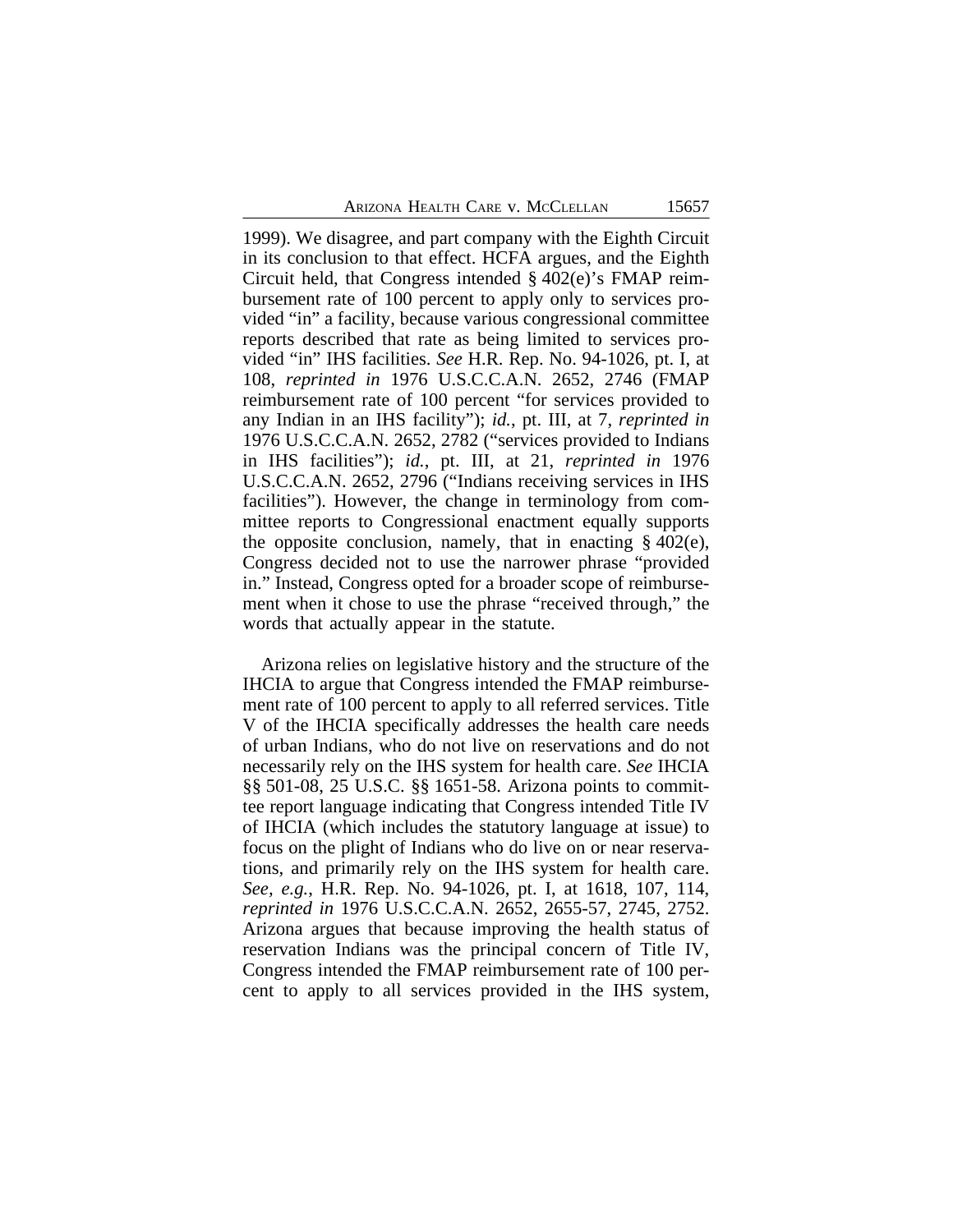1999). We disagree, and part company with the Eighth Circuit in its conclusion to that effect. HCFA argues, and the Eighth Circuit held, that Congress intended § 402(e)'s FMAP reimbursement rate of 100 percent to apply only to services provided "in" a facility, because various congressional committee reports described that rate as being limited to services provided "in" IHS facilities. *See* H.R. Rep. No. 94-1026, pt. I, at 108, *reprinted in* 1976 U.S.C.C.A.N. 2652, 2746 (FMAP reimbursement rate of 100 percent "for services provided to any Indian in an IHS facility"); *id.*, pt. III, at 7, *reprinted in* 1976 U.S.C.C.A.N. 2652, 2782 ("services provided to Indians in IHS facilities"); *id.*, pt. III, at 21, *reprinted in* 1976 U.S.C.C.A.N. 2652, 2796 ("Indians receiving services in IHS facilities"). However, the change in terminology from committee reports to Congressional enactment equally supports the opposite conclusion, namely, that in enacting § 402(e), Congress decided not to use the narrower phrase "provided in." Instead, Congress opted for a broader scope of reimbursement when it chose to use the phrase "received through," the words that actually appear in the statute.

Arizona relies on legislative history and the structure of the IHCIA to argue that Congress intended the FMAP reimbursement rate of 100 percent to apply to all referred services. Title V of the IHCIA specifically addresses the health care needs of urban Indians, who do not live on reservations and do not necessarily rely on the IHS system for health care. *See* IHCIA §§ 501-08, 25 U.S.C. §§ 1651-58. Arizona points to committee report language indicating that Congress intended Title IV of IHCIA (which includes the statutory language at issue) to focus on the plight of Indians who do live on or near reservations, and primarily rely on the IHS system for health care. *See, e.g.*, H.R. Rep. No. 94-1026, pt. I, at 1618, 107, 114, *reprinted in* 1976 U.S.C.C.A.N. 2652, 2655-57, 2745, 2752. Arizona argues that because improving the health status of reservation Indians was the principal concern of Title IV, Congress intended the FMAP reimbursement rate of 100 percent to apply to all services provided in the IHS system,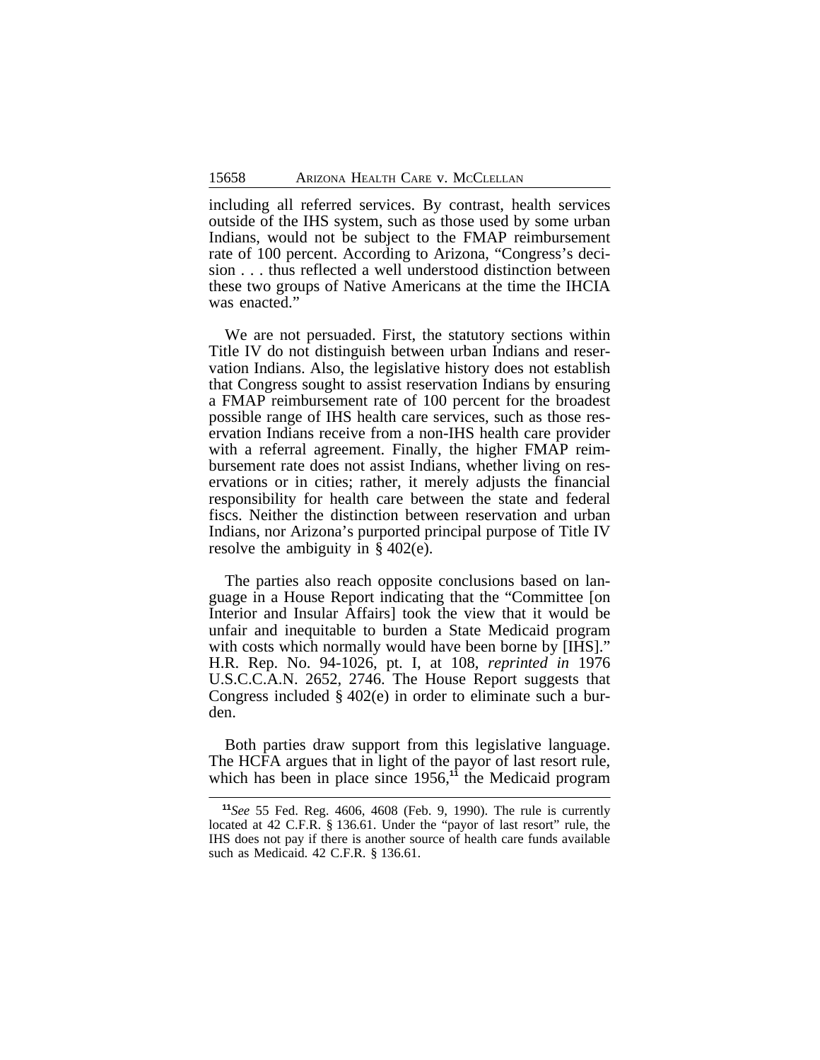including all referred services. By contrast, health services outside of the IHS system, such as those used by some urban Indians, would not be subject to the FMAP reimbursement rate of 100 percent. According to Arizona, "Congress's decision . . . thus reflected a well understood distinction between these two groups of Native Americans at the time the IHCIA was enacted."

We are not persuaded. First, the statutory sections within Title IV do not distinguish between urban Indians and reservation Indians. Also, the legislative history does not establish that Congress sought to assist reservation Indians by ensuring a FMAP reimbursement rate of 100 percent for the broadest possible range of IHS health care services, such as those reservation Indians receive from a non-IHS health care provider with a referral agreement. Finally, the higher FMAP reimbursement rate does not assist Indians, whether living on reservations or in cities; rather, it merely adjusts the financial responsibility for health care between the state and federal fiscs. Neither the distinction between reservation and urban Indians, nor Arizona's purported principal purpose of Title IV resolve the ambiguity in § 402(e).

The parties also reach opposite conclusions based on language in a House Report indicating that the "Committee [on Interior and Insular Affairs] took the view that it would be unfair and inequitable to burden a State Medicaid program with costs which normally would have been borne by [IHS]." H.R. Rep. No. 94-1026, pt. I, at 108, *reprinted in* 1976 U.S.C.C.A.N. 2652, 2746. The House Report suggests that Congress included § 402(e) in order to eliminate such a burden.

Both parties draw support from this legislative language. The HCFA argues that in light of the payor of last resort rule, which has been in place since 1956,[11] the Medicaid program

---

[11] *See* 55 Fed. Reg. 4606, 4608 (Feb. 9, 1990). The rule is currently located at 42 C.F.R. § 136.61. Under the "payor of last resort" rule, the IHS does not pay if there is another source of health care funds available such as Medicaid. 42 C.F.R. § 136.61.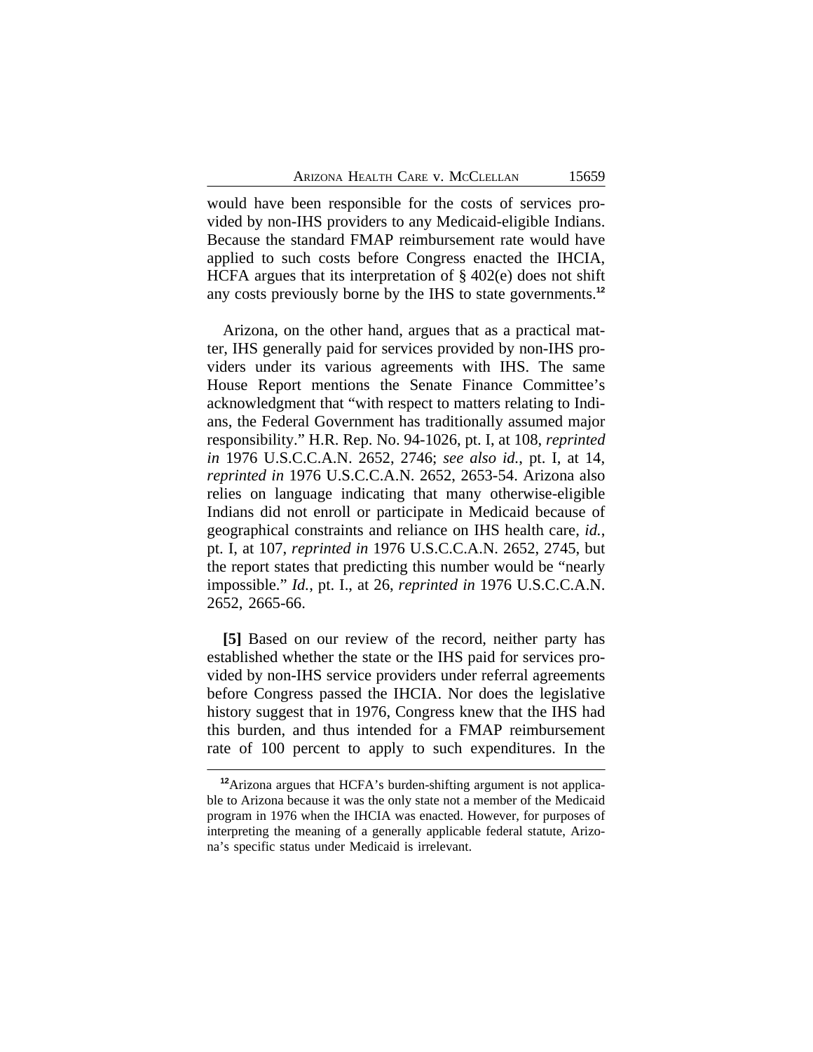would have been responsible for the costs of services provided by non-IHS providers to any Medicaid-eligible Indians. Because the standard FMAP reimbursement rate would have applied to such costs before Congress enacted the IHCIA, HCFA argues that its interpretation of § 402(e) does not shift any costs previously borne by the IHS to state governments.[12]

Arizona, on the other hand, argues that as a practical matter, IHS generally paid for services provided by non-IHS providers under its various agreements with IHS. The same House Report mentions the Senate Finance Committee's acknowledgment that "with respect to matters relating to Indians, the Federal Government has traditionally assumed major responsibility." H.R. Rep. No. 94-1026, pt. I, at 108, *reprinted in* 1976 U.S.C.C.A.N. 2652, 2746; *see also id.*, pt. I, at 14, *reprinted in* 1976 U.S.C.C.A.N. 2652, 2653-54. Arizona also relies on language indicating that many otherwise-eligible Indians did not enroll or participate in Medicaid because of geographical constraints and reliance on IHS health care, *id.*, pt. I, at 107, *reprinted in* 1976 U.S.C.C.A.N. 2652, 2745, but the report states that predicting this number would be "nearly impossible." *Id.*, pt. I., at 26, *reprinted in* 1976 U.S.C.C.A.N. 2652, 2665-66.

**[5]** Based on our review of the record, neither party has established whether the state or the IHS paid for services provided by non-IHS service providers under referral agreements before Congress passed the IHCIA. Nor does the legislative history suggest that in 1976, Congress knew that the IHS had this burden, and thus intended for a FMAP reimbursement rate of 100 percent to apply to such expenditures. In the

[12] Arizona argues that HCFA's burden-shifting argument is not applicable to Arizona because it was the only state not a member of the Medicaid program in 1976 when the IHCIA was enacted. However, for purposes of interpreting the meaning of a generally applicable federal statute, Arizona's specific status under Medicaid is irrelevant.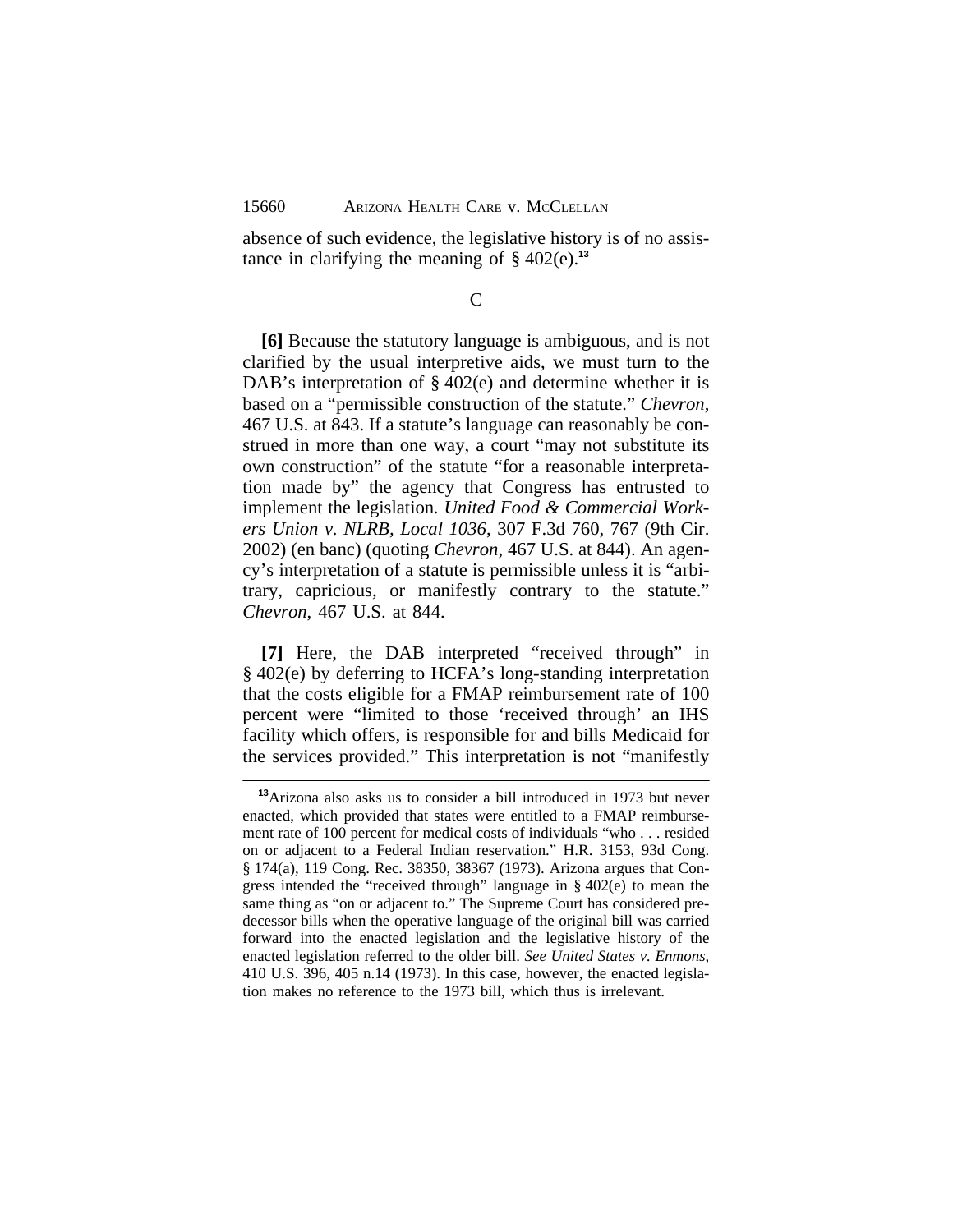absence of such evidence, the legislative history is of no assistance in clarifying the meaning of § 402(e).[13]

C

**[6]** Because the statutory language is ambiguous, and is not clarified by the usual interpretive aids, we must turn to the DAB's interpretation of § 402(e) and determine whether it is based on a "permissible construction of the statute." *Chevron*, 467 U.S. at 843. If a statute's language can reasonably be construed in more than one way, a court "may not substitute its own construction" of the statute "for a reasonable interpretation made by" the agency that Congress has entrusted to implement the legislation. *United Food & Commercial Workers Union v. NLRB, Local 1036*, 307 F.3d 760, 767 (9th Cir. 2002) (en banc) (quoting *Chevron*, 467 U.S. at 844). An agency's interpretation of a statute is permissible unless it is "arbitrary, capricious, or manifestly contrary to the statute." *Chevron*, 467 U.S. at 844.

**[7]** Here, the DAB interpreted "received through" in § 402(e) by deferring to HCFA's long-standing interpretation that the costs eligible for a FMAP reimbursement rate of 100 percent were "limited to those 'received through' an IHS facility which offers, is responsible for and bills Medicaid for the services provided." This interpretation is not "manifestly

---

[13] Arizona also asks us to consider a bill introduced in 1973 but never enacted, which provided that states were entitled to a FMAP reimbursement rate of 100 percent for medical costs of individuals "who . . . resided on or adjacent to a Federal Indian reservation." H.R. 3153, 93d Cong. § 174(a), 119 Cong. Rec. 38350, 38367 (1973). Arizona argues that Congress intended the "received through" language in § 402(e) to mean the same thing as "on or adjacent to." The Supreme Court has considered predecessor bills when the operative language of the original bill was carried forward into the enacted legislation and the legislative history of the enacted legislation referred to the older bill. *See United States v. Enmons*, 410 U.S. 396, 405 n.14 (1973). In this case, however, the enacted legislation makes no reference to the 1973 bill, which thus is irrelevant.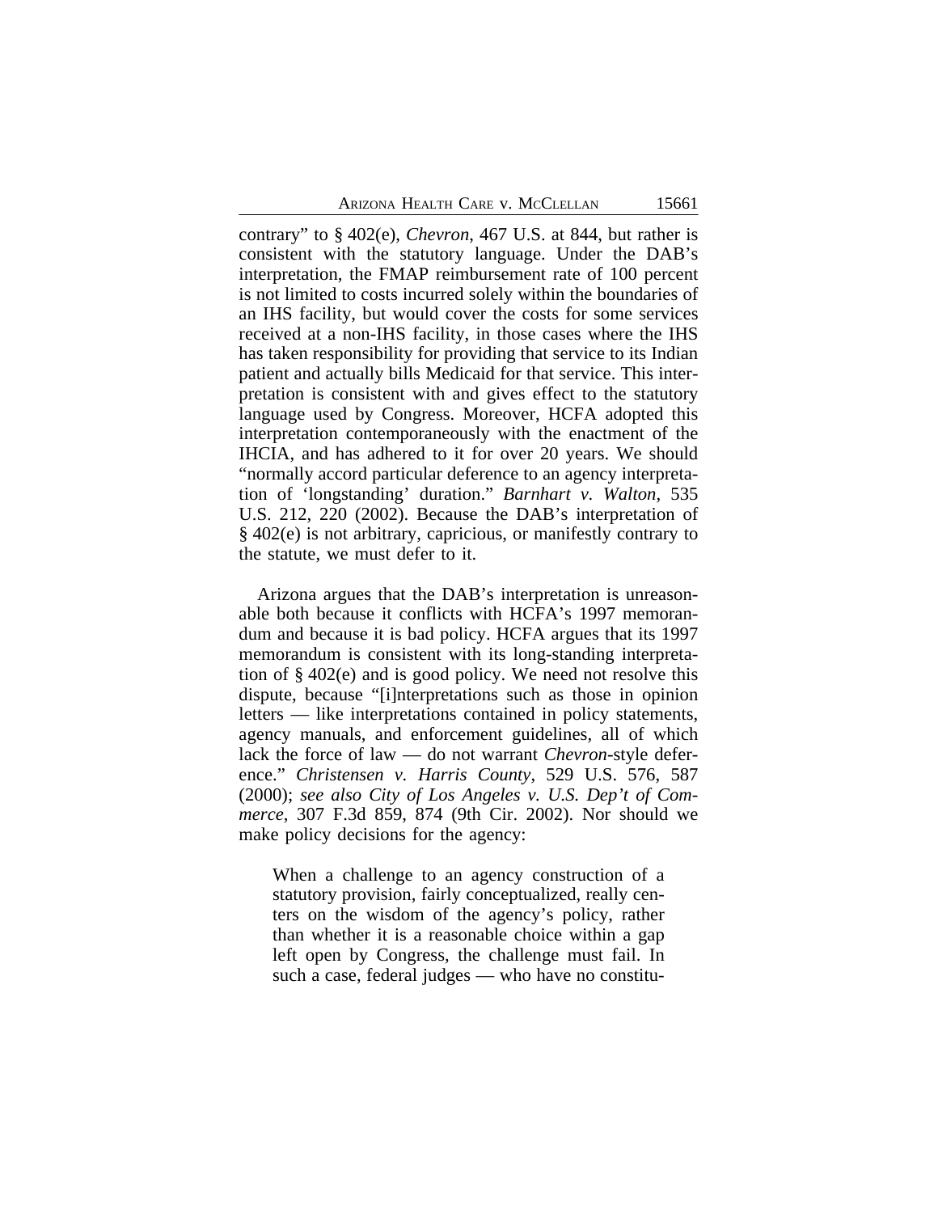contrary" to § 402(e), *Chevron*, 467 U.S. at 844, but rather is consistent with the statutory language. Under the DAB's interpretation, the FMAP reimbursement rate of 100 percent is not limited to costs incurred solely within the boundaries of an IHS facility, but would cover the costs for some services received at a non-IHS facility, in those cases where the IHS has taken responsibility for providing that service to its Indian patient and actually bills Medicaid for that service. This interpretation is consistent with and gives effect to the statutory language used by Congress. Moreover, HCFA adopted this interpretation contemporaneously with the enactment of the IHCIA, and has adhered to it for over 20 years. We should "normally accord particular deference to an agency interpretation of 'longstanding' duration." *Barnhart v. Walton*, 535 U.S. 212, 220 (2002). Because the DAB's interpretation of § 402(e) is not arbitrary, capricious, or manifestly contrary to the statute, we must defer to it.

Arizona argues that the DAB's interpretation is unreasonable both because it conflicts with HCFA's 1997 memorandum and because it is bad policy. HCFA argues that its 1997 memorandum is consistent with its long-standing interpretation of § 402(e) and is good policy. We need not resolve this dispute, because "[i]nterpretations such as those in opinion letters — like interpretations contained in policy statements, agency manuals, and enforcement guidelines, all of which lack the force of law — do not warrant *Chevron*-style deference." *Christensen v. Harris County*, 529 U.S. 576, 587 (2000); *see also City of Los Angeles v. U.S. Dep't of Commerce*, 307 F.3d 859, 874 (9th Cir. 2002). Nor should we make policy decisions for the agency:

> When a challenge to an agency construction of a statutory provision, fairly conceptualized, really centers on the wisdom of the agency's policy, rather than whether it is a reasonable choice within a gap left open by Congress, the challenge must fail. In such a case, federal judges — who have no constitu-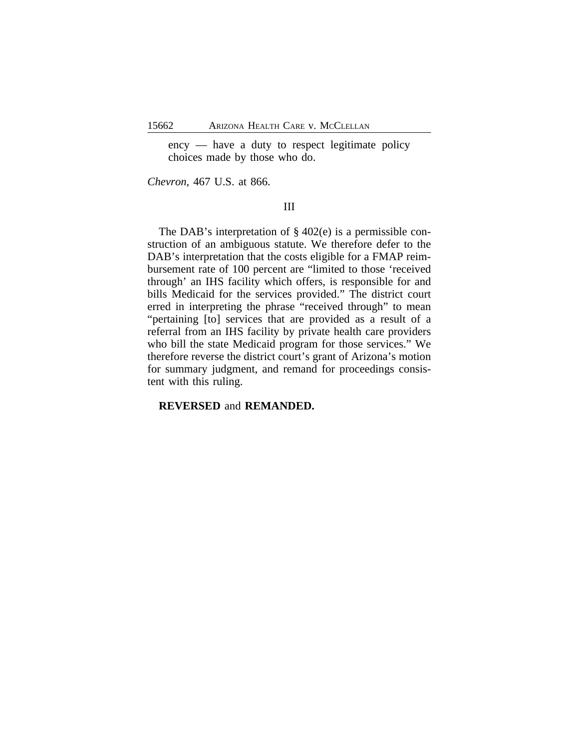ency — have a duty to respect legitimate policy choices made by those who do.

*Chevron*, 467 U.S. at 866.

III

The DAB's interpretation of § 402(e) is a permissible construction of an ambiguous statute. We therefore defer to the DAB's interpretation that the costs eligible for a FMAP reimbursement rate of 100 percent are "limited to those 'received through' an IHS facility which offers, is responsible for and bills Medicaid for the services provided." The district court erred in interpreting the phrase "received through" to mean "pertaining [to] services that are provided as a result of a referral from an IHS facility by private health care providers who bill the state Medicaid program for those services." We therefore reverse the district court's grant of Arizona's motion for summary judgment, and remand for proceedings consistent with this ruling.

**REVERSED** and **REMANDED.**